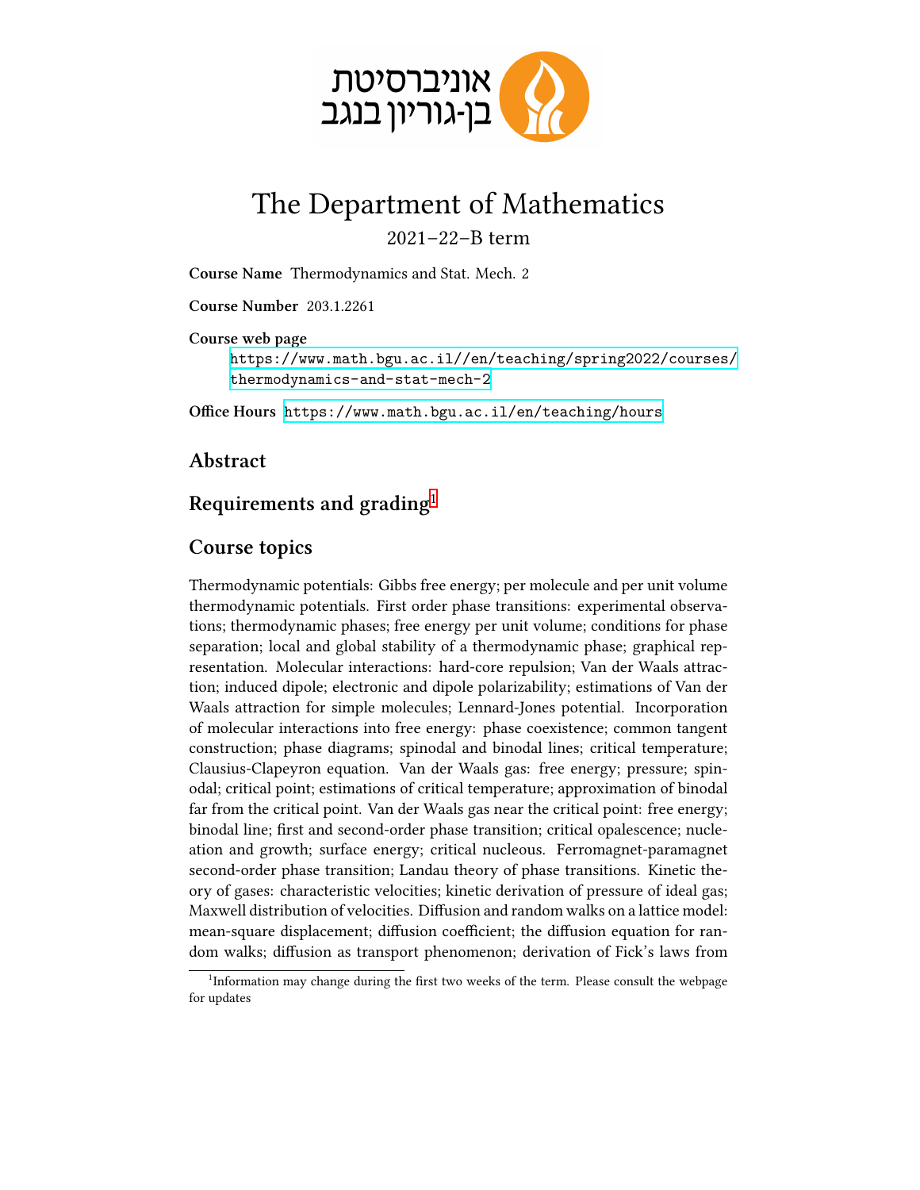אוניברסיטת
בן-גוריון בנגב

# The Department of Mathematics

2021–22–B term

**Course Name** Thermodynamics and Stat. Mech. 2

**Course Number** 203.1.2261

**Course web page**
https://www.math.bgu.ac.il//en/teaching/spring2022/courses/thermodynamics-and-stat-mech-2

**Office Hours** https://www.math.bgu.ac.il/en/teaching/hours

## Abstract

## Requirements and grading[1]

## Course topics

Thermodynamic potentials: Gibbs free energy; per molecule and per unit volume thermodynamic potentials. First order phase transitions: experimental observations; thermodynamic phases; free energy per unit volume; conditions for phase separation; local and global stability of a thermodynamic phase; graphical representation. Molecular interactions: hard-core repulsion; Van der Waals attraction; induced dipole; electronic and dipole polarizability; estimations of Van der Waals attraction for simple molecules; Lennard-Jones potential. Incorporation of molecular interactions into free energy: phase coexistence; common tangent construction; phase diagrams; spinodal and binodal lines; critical temperature; Clausius-Clapeyron equation. Van der Waals gas: free energy; pressure; spinodal; critical point; estimations of critical temperature; approximation of binodal far from the critical point. Van der Waals gas near the critical point: free energy; binodal line; first and second-order phase transition; critical opalescence; nucleation and growth; surface energy; critical nucleous. Ferromagnet-paramagnet second-order phase transition; Landau theory of phase transitions. Kinetic theory of gases: characteristic velocities; kinetic derivation of pressure of ideal gas; Maxwell distribution of velocities. Diffusion and random walks on a lattice model: mean-square displacement; diffusion coefficient; the diffusion equation for random walks; diffusion as transport phenomenon; derivation of Fick's laws from

[1] Information may change during the first two weeks of the term. Please consult the webpage for updates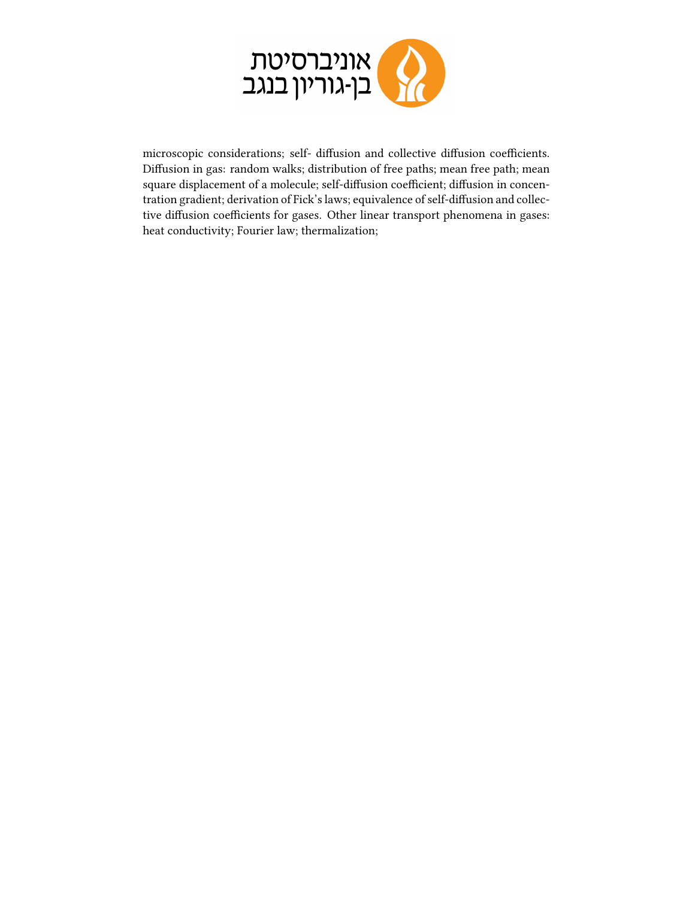microscopic considerations; self- diffusion and collective diffusion coefficients. Diffusion in gas: random walks; distribution of free paths; mean free path; mean square displacement of a molecule; self-diffusion coefficient; diffusion in concentration gradient; derivation of Fick's laws; equivalence of self-diffusion and collective diffusion coefficients for gases. Other linear transport phenomena in gases: heat conductivity; Fourier law; thermalization;